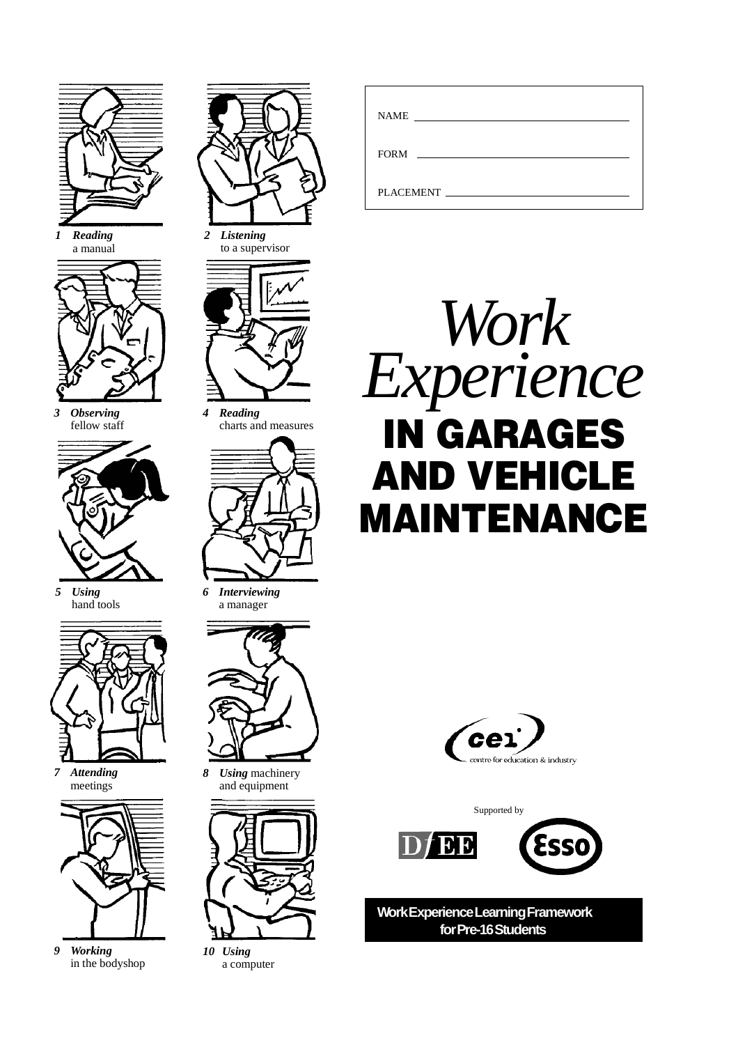NAME

FORM

PLACEMENT

# *Work Experience* IN GARAGES AND VEHICLE MAINTENANCE

1 ***Reading*** a manual

2 ***Listening*** to a supervisor

3 ***Observing*** fellow staff

4 ***Reading*** charts and measures

5 ***Using*** hand tools

6 ***Interviewing*** a manager

7 ***Attending*** meetings

8 ***Using*** machinery and equipment

9 ***Working*** in the bodyshop

10 ***Using*** a computer

cei centre for education & industry

Supported by

DfEE Esso

**Work Experience Learning Framework for Pre-16 Students**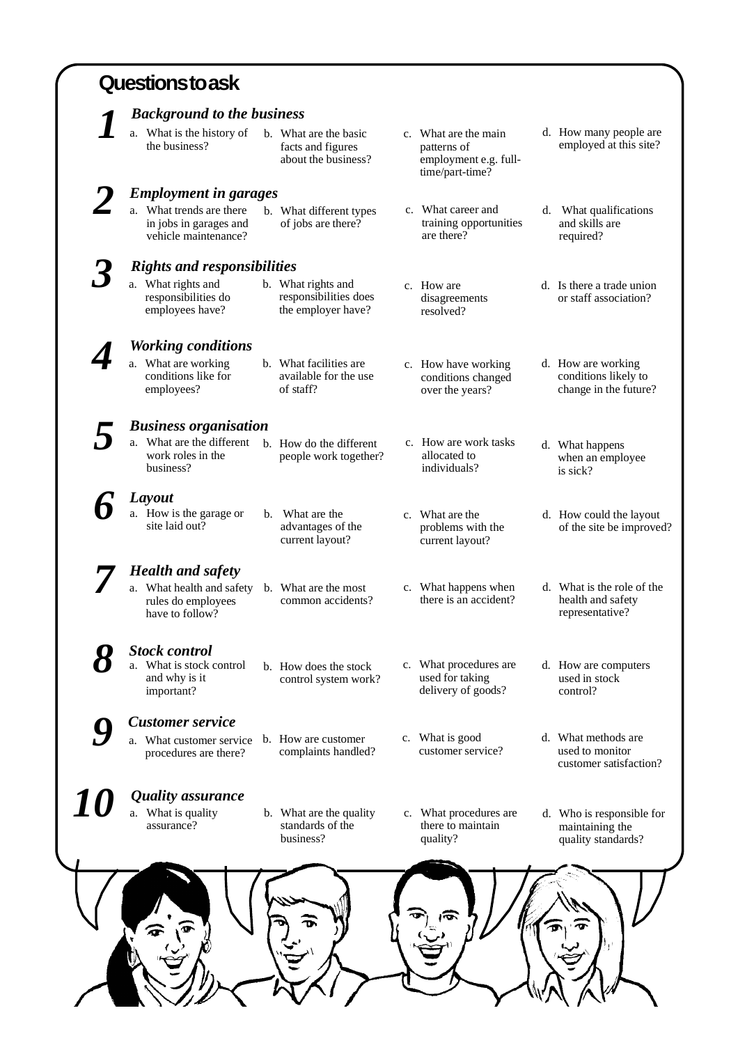# Questions to ask

## 1 Background to the business

a. What is the history of the business?

b. What are the basic facts and figures about the business?

c. What are the main patterns of employment e.g. full-time/part-time?

d. How many people are employed at this site?

## 2 Employment in garages

a. What trends are there in jobs in garages and vehicle maintenance?

b. What different types of jobs are there?

c. What career and training opportunities are there?

d. What qualifications and skills are required?

## 3 Rights and responsibilities

a. What rights and responsibilities do employees have?

b. What rights and responsibilities does the employer have?

c. How are disagreements resolved?

d. Is there a trade union or staff association?

## 4 Working conditions

a. What are working conditions like for employees?

b. What facilities are available for the use of staff?

c. How have working conditions changed over the years?

d. How are working conditions likely to change in the future?

## 5 Business organisation

a. What are the different work roles in the business?

b. How do the different people work together?

c. How are work tasks allocated to individuals?

d. What happens when an employee is sick?

## 6 Layout

a. How is the garage or site laid out?

b. What are the advantages of the current layout?

c. What are the problems with the current layout?

d. How could the layout of the site be improved?

## 7 Health and safety

a. What health and safety rules do employees have to follow?

b. What are the most common accidents?

c. What happens when there is an accident?

d. What is the role of the health and safety representative?

## 8 Stock control

a. What is stock control and why is it important?

b. How does the stock control system work?

c. What procedures are used for taking delivery of goods?

d. How are computers used in stock control?

## 9 Customer service

a. What customer service procedures are there?

b. How are customer complaints handled?

c. What is good customer service?

d. What methods are used to monitor customer satisfaction?

## 10 Quality assurance

a. What is quality assurance?

b. What are the quality standards of the business?

c. What procedures are there to maintain quality?

d. Who is responsible for maintaining the quality standards?